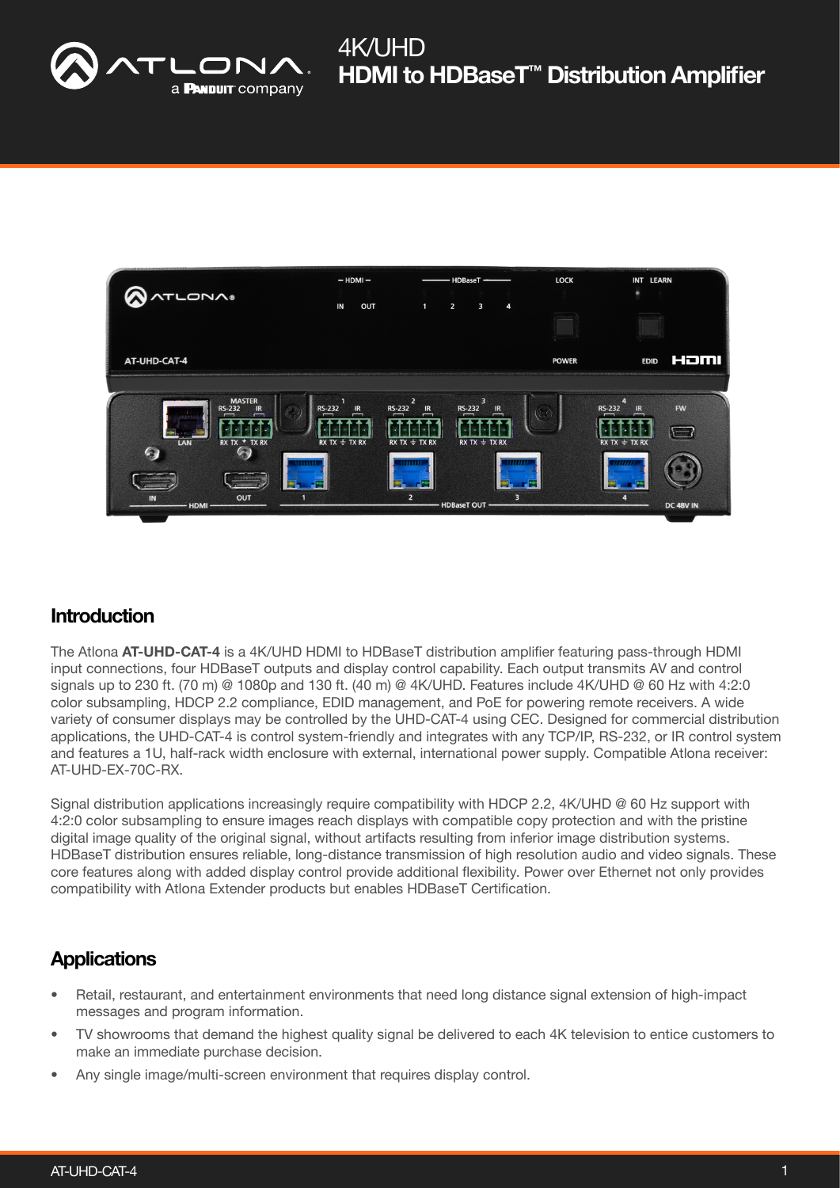# 4K/UHD HDMI to HDBaseT™ Distribution Amplifier

## Introduction

The Atlona **AT-UHD-CAT-4** is a 4K/UHD HDMI to HDBaseT distribution amplifier featuring pass-through HDMI input connections, four HDBaseT outputs and display control capability. Each output transmits AV and control signals up to 230 ft. (70 m) @ 1080p and 130 ft. (40 m) @ 4K/UHD. Features include 4K/UHD @ 60 Hz with 4:2:0 color subsampling, HDCP 2.2 compliance, EDID management, and PoE for powering remote receivers. A wide variety of consumer displays may be controlled by the UHD-CAT-4 using CEC. Designed for commercial distribution applications, the UHD-CAT-4 is control system-friendly and integrates with any TCP/IP, RS-232, or IR control system and features a 1U, half-rack width enclosure with external, international power supply. Compatible Atlona receiver: AT-UHD-EX-70C-RX.

Signal distribution applications increasingly require compatibility with HDCP 2.2, 4K/UHD @ 60 Hz support with 4:2:0 color subsampling to ensure images reach displays with compatible copy protection and with the pristine digital image quality of the original signal, without artifacts resulting from inferior image distribution systems. HDBaseT distribution ensures reliable, long-distance transmission of high resolution audio and video signals. These core features along with added display control provide additional flexibility. Power over Ethernet not only provides compatibility with Atlona Extender products but enables HDBaseT Certification.

## Applications

- Retail, restaurant, and entertainment environments that need long distance signal extension of high-impact messages and program information.
- TV showrooms that demand the highest quality signal be delivered to each 4K television to entice customers to make an immediate purchase decision.
- Any single image/multi-screen environment that requires display control.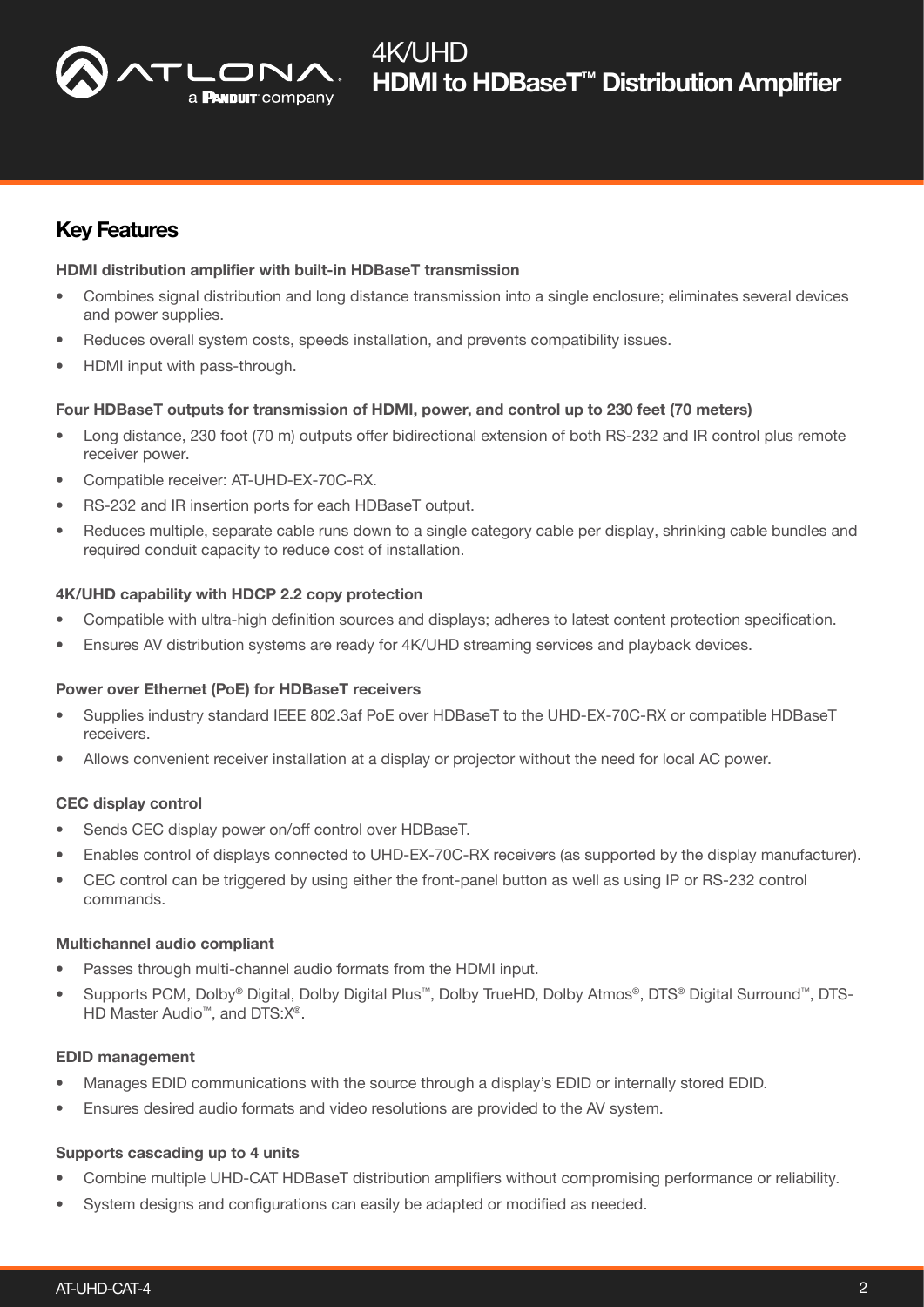## Key Features

**HDMI distribution amplifier with built-in HDBaseT transmission**

- Combines signal distribution and long distance transmission into a single enclosure; eliminates several devices and power supplies.
- Reduces overall system costs, speeds installation, and prevents compatibility issues.
- HDMI input with pass-through.

**Four HDBaseT outputs for transmission of HDMI, power, and control up to 230 feet (70 meters)**

- Long distance, 230 foot (70 m) outputs offer bidirectional extension of both RS-232 and IR control plus remote receiver power.
- Compatible receiver: AT-UHD-EX-70C-RX.
- RS-232 and IR insertion ports for each HDBaseT output.
- Reduces multiple, separate cable runs down to a single category cable per display, shrinking cable bundles and required conduit capacity to reduce cost of installation.

**4K/UHD capability with HDCP 2.2 copy protection**

- Compatible with ultra-high definition sources and displays; adheres to latest content protection specification.
- Ensures AV distribution systems are ready for 4K/UHD streaming services and playback devices.

**Power over Ethernet (PoE) for HDBaseT receivers**

- Supplies industry standard IEEE 802.3af PoE over HDBaseT to the UHD-EX-70C-RX or compatible HDBaseT receivers.
- Allows convenient receiver installation at a display or projector without the need for local AC power.

**CEC display control**

- Sends CEC display power on/off control over HDBaseT.
- Enables control of displays connected to UHD-EX-70C-RX receivers (as supported by the display manufacturer).
- CEC control can be triggered by using either the front-panel button as well as using IP or RS-232 control commands.

**Multichannel audio compliant**

- Passes through multi-channel audio formats from the HDMI input.
- Supports PCM, Dolby® Digital, Dolby Digital Plus™, Dolby TrueHD, Dolby Atmos®, DTS® Digital Surround™, DTS-HD Master Audio™, and DTS:X®.

**EDID management**

- Manages EDID communications with the source through a display's EDID or internally stored EDID.
- Ensures desired audio formats and video resolutions are provided to the AV system.

**Supports cascading up to 4 units**

- Combine multiple UHD-CAT HDBaseT distribution amplifiers without compromising performance or reliability.
- System designs and configurations can easily be adapted or modified as needed.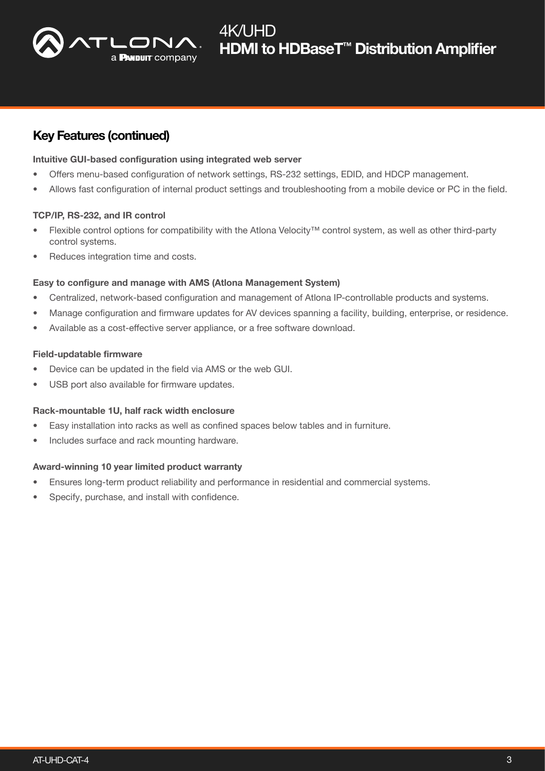## Key Features (continued)

**Intuitive GUI-based configuration using integrated web server**

- Offers menu-based configuration of network settings, RS-232 settings, EDID, and HDCP management.
- Allows fast configuration of internal product settings and troubleshooting from a mobile device or PC in the field.

**TCP/IP, RS-232, and IR control**

- Flexible control options for compatibility with the Atlona Velocity™ control system, as well as other third-party control systems.
- Reduces integration time and costs.

**Easy to configure and manage with AMS (Atlona Management System)**

- Centralized, network-based configuration and management of Atlona IP-controllable products and systems.
- Manage configuration and firmware updates for AV devices spanning a facility, building, enterprise, or residence.
- Available as a cost-effective server appliance, or a free software download.

**Field-updatable firmware**

- Device can be updated in the field via AMS or the web GUI.
- USB port also available for firmware updates.

**Rack-mountable 1U, half rack width enclosure**

- Easy installation into racks as well as confined spaces below tables and in furniture.
- Includes surface and rack mounting hardware.

**Award-winning 10 year limited product warranty**

- Ensures long-term product reliability and performance in residential and commercial systems.
- Specify, purchase, and install with confidence.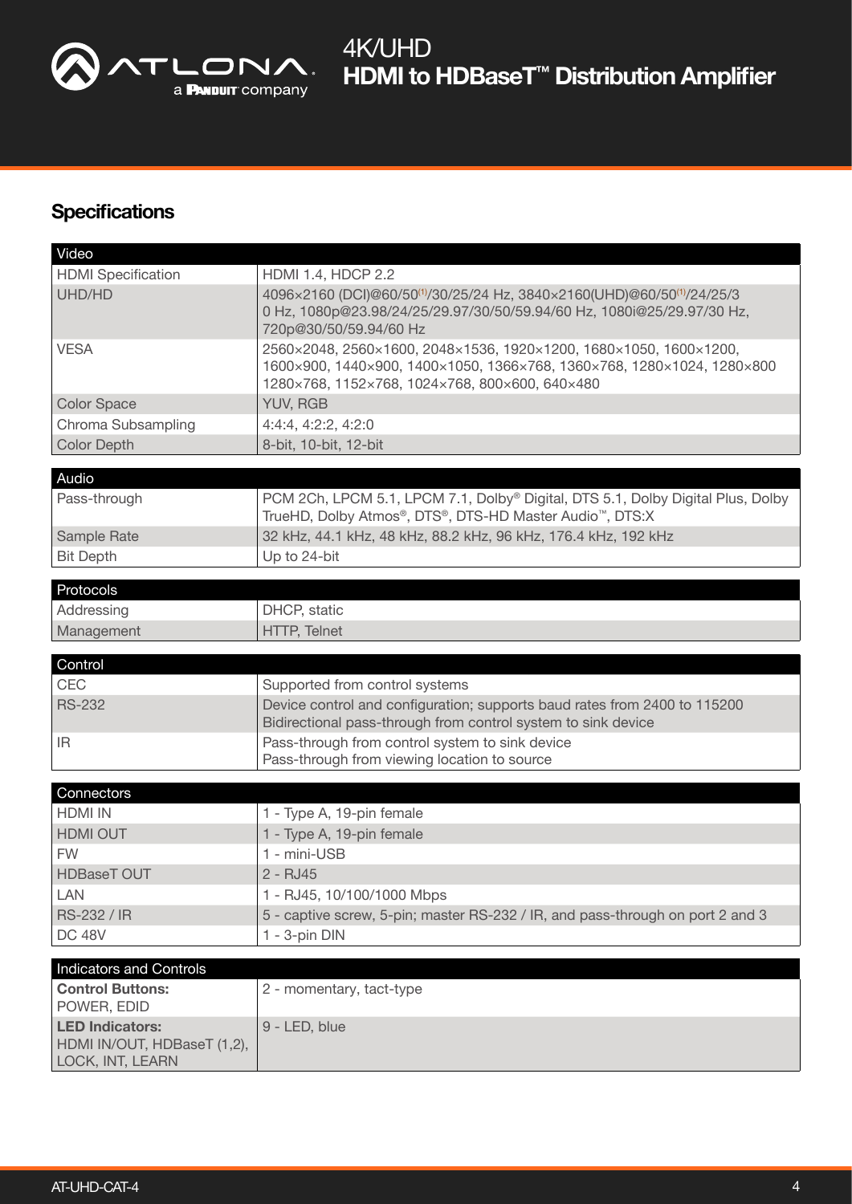## Specifications

| Video | |
|---|---|
| HDMI Specification | HDMI 1.4, HDCP 2.2 |
| UHD/HD | 4096×2160 (DCI)@60/50[1]/30/25/24 Hz, 3840×2160(UHD)@60/50[1]/24/25/30 Hz, 1080p@23.98/24/25/29.97/30/50/59.94/60 Hz, 1080i@25/29.97/30 Hz, 720p@30/50/59.94/60 Hz |
| VESA | 2560×2048, 2560×1600, 2048×1536, 1920×1200, 1680×1050, 1600×1200, 1600×900, 1440×900, 1400×1050, 1366×768, 1360×768, 1280×1024, 1280×800 1280×768, 1152×768, 1024×768, 800×600, 640×480 |
| Color Space | YUV, RGB |
| Chroma Subsampling | 4:4:4, 4:2:2, 4:2:0 |
| Color Depth | 8-bit, 10-bit, 12-bit |

| Audio | |
|---|---|
| Pass-through | PCM 2Ch, LPCM 5.1, LPCM 7.1, Dolby® Digital, DTS 5.1, Dolby Digital Plus, Dolby TrueHD, Dolby Atmos®, DTS®, DTS-HD Master Audio™, DTS:X |
| Sample Rate | 32 kHz, 44.1 kHz, 48 kHz, 88.2 kHz, 96 kHz, 176.4 kHz, 192 kHz |
| Bit Depth | Up to 24-bit |

| Protocols | |
|---|---|
| Addressing | DHCP, static |
| Management | HTTP, Telnet |

| Control | |
|---|---|
| CEC | Supported from control systems |
| RS-232 | Device control and configuration; supports baud rates from 2400 to 115200<br>Bidirectional pass-through from control system to sink device |
| IR | Pass-through from control system to sink device<br>Pass-through from viewing location to source |

| Connectors | |
|---|---|
| HDMI IN | 1 - Type A, 19-pin female |
| HDMI OUT | 1 - Type A, 19-pin female |
| FW | 1 - mini-USB |
| HDBaseT OUT | 2 - RJ45 |
| LAN | 1 - RJ45, 10/100/1000 Mbps |
| RS-232 / IR | 5 - captive screw, 5-pin; master RS-232 / IR, and pass-through on port 2 and 3 |
| DC 48V | 1 - 3-pin DIN |

| Indicators and Controls | |
|---|---|
| **Control Buttons:**<br>POWER, EDID | 2 - momentary, tact-type |
| **LED Indicators:**<br>HDMI IN/OUT, HDBaseT (1,2), LOCK, INT, LEARN | 9 - LED, blue |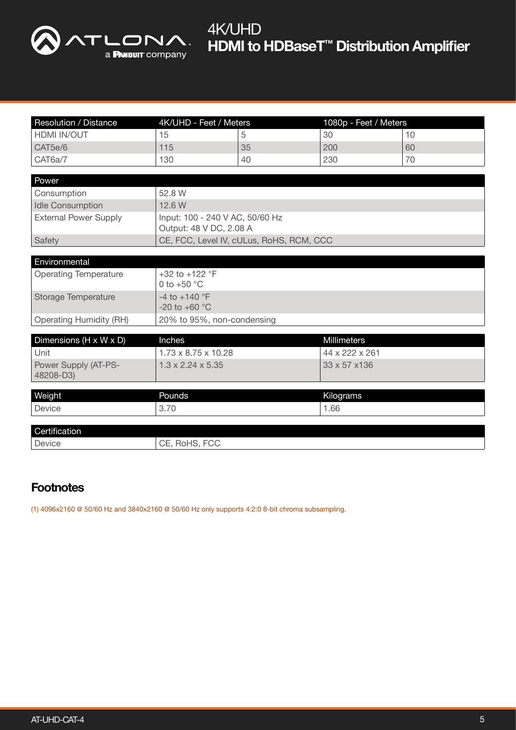| Resolution / Distance | 4K/UHD - Feet / Meters | | 1080p - Feet / Meters | |
|---|---|---|---|---|
| HDMI IN/OUT | 15 | 5 | 30 | 10 |
| CAT5e/6 | 115 | 35 | 200 | 60 |
| CAT6a/7 | 130 | 40 | 230 | 70 |

| Power | |
|---|---|
| Consumption | 52.8 W |
| Idle Consumption | 12.6 W |
| External Power Supply | Input: 100 - 240 V AC, 50/60 Hz<br>Output: 48 V DC, 2.08 A |
| Safety | CE, FCC, Level IV, cULus, RoHS, RCM, CCC |

| Environmental | |
|---|---|
| Operating Temperature | +32 to +122 °F<br>0 to +50 °C |
| Storage Temperature | -4 to +140 °F<br>-20 to +60 °C |
| Operating Humidity (RH) | 20% to 95%, non-condensing |

| Dimensions (H x W x D) | Inches | Millimeters |
|---|---|---|
| Unit | 1.73 x 8.75 x 10.28 | 44 x 222 x 261 |
| Power Supply (AT-PS-48208-D3) | 1.3 x 2.24 x 5.35 | 33 x 57 x136 |

| Weight | Pounds | Kilograms |
|---|---|---|
| Device | 3.70 | 1.66 |

| Certification | |
|---|---|
| Device | CE, RoHS, FCC |

## Footnotes

(1) 4096x2160 @ 50/60 Hz and 3840x2160 @ 50/60 Hz only supports 4:2:0 8-bit chroma subsampling.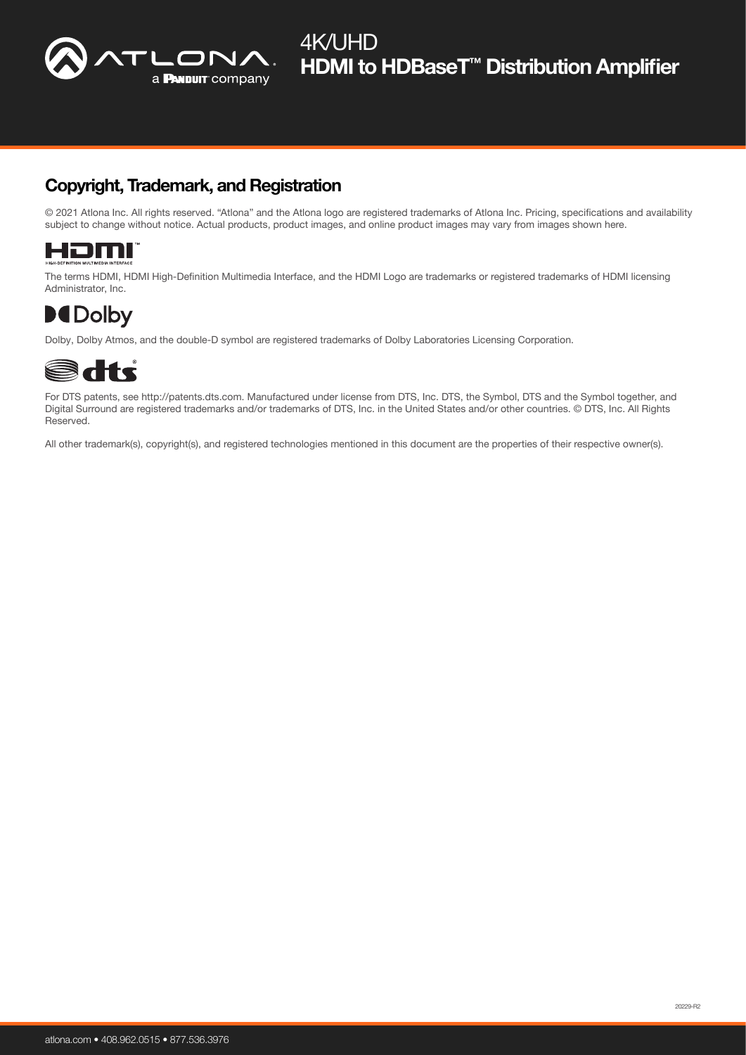## Copyright, Trademark, and Registration

© 2021 Atlona Inc. All rights reserved. "Atlona" and the Atlona logo are registered trademarks of Atlona Inc. Pricing, specifications and availability subject to change without notice. Actual products, product images, and online product images may vary from images shown here.

The terms HDMI, HDMI High-Definition Multimedia Interface, and the HDMI Logo are trademarks or registered trademarks of HDMI licensing Administrator, Inc.

Dolby, Dolby Atmos, and the double-D symbol are registered trademarks of Dolby Laboratories Licensing Corporation.

For DTS patents, see http://patents.dts.com. Manufactured under license from DTS, Inc. DTS, the Symbol, DTS and the Symbol together, and Digital Surround are registered trademarks and/or trademarks of DTS, Inc. in the United States and/or other countries. © DTS, Inc. All Rights Reserved.

All other trademark(s), copyright(s), and registered technologies mentioned in this document are the properties of their respective owner(s).

20229-R2